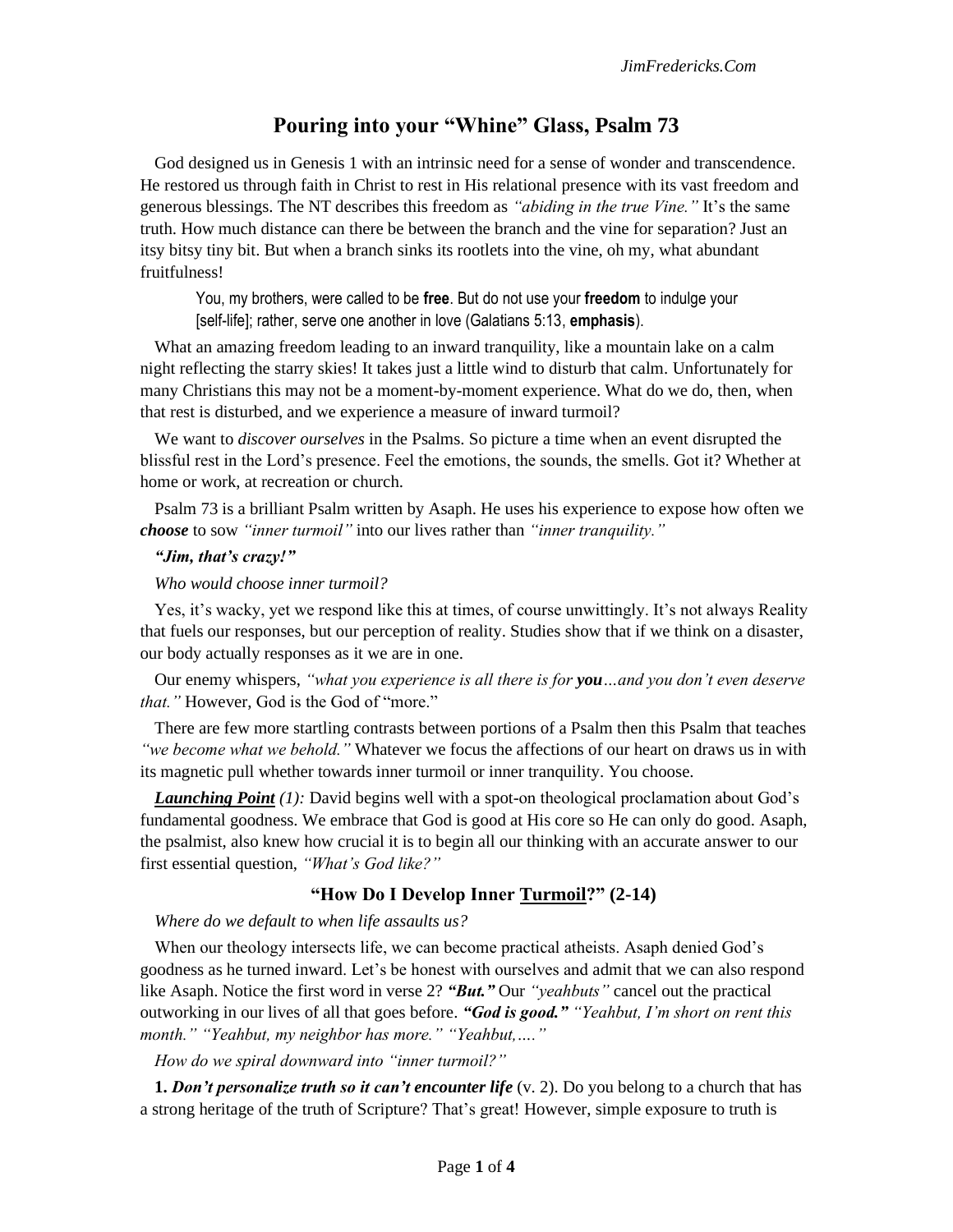# Pouring into your "Whine" Glass, Psalm 73

God designed us in Genesis 1 with an intrinsic need for a sense of wonder and transcendence. He restored us through faith in Christ to rest in His relational presence with its vast freedom and generous blessings. The NT describes this freedom as *"abiding in the true Vine."* It's the same truth. How much distance can there be between the branch and the vine for separation? Just an itsy bitsy tiny bit. But when a branch sinks its rootlets into the vine, oh my, what abundant fruitfulness!

> You, my brothers, were called to be **free**. But do not use your **freedom** to indulge your [self-life]; rather, serve one another in love (Galatians 5:13, **emphasis**).

What an amazing freedom leading to an inward tranquility, like a mountain lake on a calm night reflecting the starry skies! It takes just a little wind to disturb that calm. Unfortunately for many Christians this may not be a moment-by-moment experience. What do we do, then, when that rest is disturbed, and we experience a measure of inward turmoil?

We want to *discover ourselves* in the Psalms. So picture a time when an event disrupted the blissful rest in the Lord's presence. Feel the emotions, the sounds, the smells. Got it? Whether at home or work, at recreation or church.

Psalm 73 is a brilliant Psalm written by Asaph. He uses his experience to expose how often we ***choose*** to sow *"inner turmoil"* into our lives rather than *"inner tranquility."*

***"Jim, that's crazy!"***

*Who would choose inner turmoil?*

Yes, it's wacky, yet we respond like this at times, of course unwittingly. It's not always Reality that fuels our responses, but our perception of reality. Studies show that if we think on a disaster, our body actually responses as it we are in one.

Our enemy whispers, *"what you experience is all there is for* ***you****…and you don't even deserve that."* However, God is the God of "more."

There are few more startling contrasts between portions of a Psalm then this Psalm that teaches *"we become what we behold."* Whatever we focus the affections of our heart on draws us in with its magnetic pull whether towards inner turmoil or inner tranquility. You choose.

***Launching Point*** *(1):* David begins well with a spot-on theological proclamation about God's fundamental goodness. We embrace that God is good at His core so He can only do good. Asaph, the psalmist, also knew how crucial it is to begin all our thinking with an accurate answer to our first essential question, *"What's God like?"*

## "How Do I Develop Inner Turmoil?" (2-14)

*Where do we default to when life assaults us?*

When our theology intersects life, we can become practical atheists. Asaph denied God's goodness as he turned inward. Let's be honest with ourselves and admit that we can also respond like Asaph. Notice the first word in verse 2? ***"But."*** Our *"yeahbuts"* cancel out the practical outworking in our lives of all that goes before. ***"God is good."*** *"Yeahbut, I'm short on rent this month." "Yeahbut, my neighbor has more." "Yeahbut,…."*

*How do we spiral downward into "inner turmoil?"*

**1.** ***Don't personalize truth so it can't encounter life*** (v. 2). Do you belong to a church that has a strong heritage of the truth of Scripture? That's great! However, simple exposure to truth is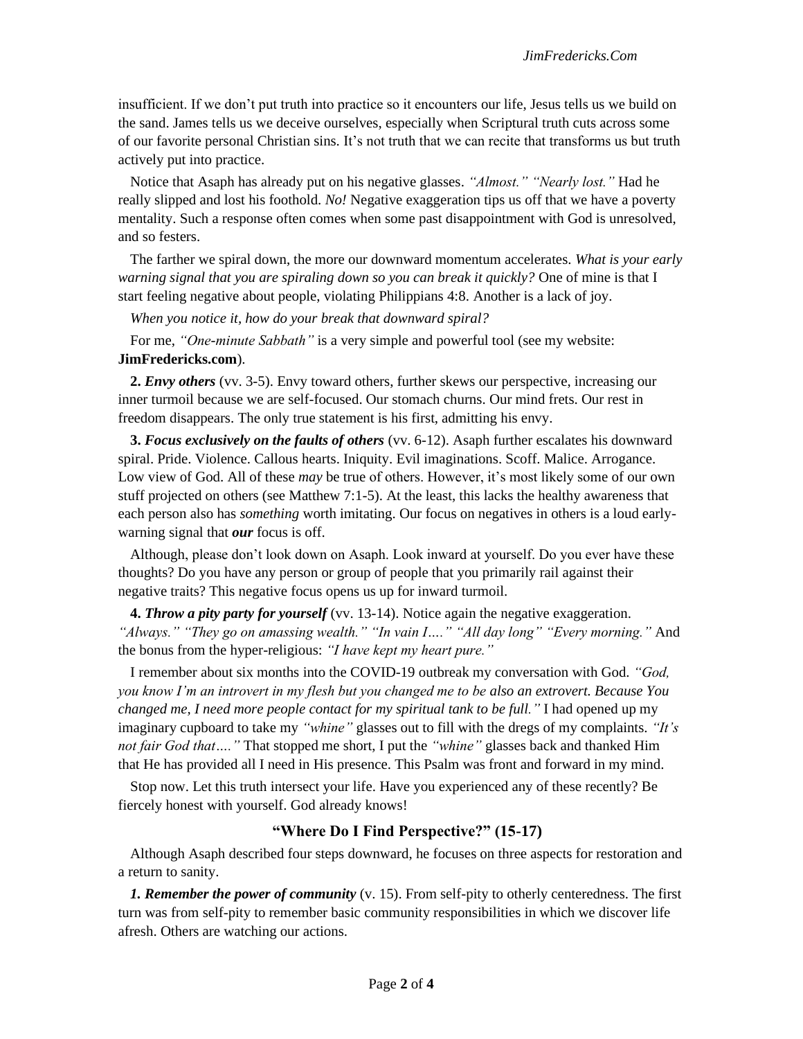insufficient. If we don't put truth into practice so it encounters our life, Jesus tells us we build on the sand. James tells us we deceive ourselves, especially when Scriptural truth cuts across some of our favorite personal Christian sins. It's not truth that we can recite that transforms us but truth actively put into practice.

Notice that Asaph has already put on his negative glasses. *"Almost." "Nearly lost."* Had he really slipped and lost his foothold. *No!* Negative exaggeration tips us off that we have a poverty mentality. Such a response often comes when some past disappointment with God is unresolved, and so festers.

The farther we spiral down, the more our downward momentum accelerates. *What is your early warning signal that you are spiraling down so you can break it quickly?* One of mine is that I start feeling negative about people, violating Philippians 4:8. Another is a lack of joy.

*When you notice it, how do your break that downward spiral?*

For me, *"One-minute Sabbath"* is a very simple and powerful tool (see my website: **JimFredericks.com**).

**2. *Envy others*** (vv. 3-5). Envy toward others, further skews our perspective, increasing our inner turmoil because we are self-focused. Our stomach churns. Our mind frets. Our rest in freedom disappears. The only true statement is his first, admitting his envy.

**3. *Focus exclusively on the faults of others*** (vv. 6-12). Asaph further escalates his downward spiral. Pride. Violence. Callous hearts. Iniquity. Evil imaginations. Scoff. Malice. Arrogance. Low view of God. All of these *may* be true of others. However, it's most likely some of our own stuff projected on others (see Matthew 7:1-5). At the least, this lacks the healthy awareness that each person also has *something* worth imitating. Our focus on negatives in others is a loud early-warning signal that ***our*** focus is off.

Although, please don't look down on Asaph. Look inward at yourself. Do you ever have these thoughts? Do you have any person or group of people that you primarily rail against their negative traits? This negative focus opens us up for inward turmoil.

**4. *Throw a pity party for yourself*** (vv. 13-14). Notice again the negative exaggeration. *"Always." "They go on amassing wealth." "In vain I…." "All day long" "Every morning."* And the bonus from the hyper-religious: *"I have kept my heart pure."*

I remember about six months into the COVID-19 outbreak my conversation with God. *"God, you know I'm an introvert in my flesh but you changed me to be also an extrovert. Because You changed me, I need more people contact for my spiritual tank to be full."* I had opened up my imaginary cupboard to take my *"whine"* glasses out to fill with the dregs of my complaints. *"It's not fair God that…."* That stopped me short, I put the *"whine"* glasses back and thanked Him that He has provided all I need in His presence. This Psalm was front and forward in my mind.

Stop now. Let this truth intersect your life. Have you experienced any of these recently? Be fiercely honest with yourself. God already knows!

## "Where Do I Find Perspective?" (15-17)

Although Asaph described four steps downward, he focuses on three aspects for restoration and a return to sanity.

***1. Remember the power of community*** (v. 15). From self-pity to otherly centeredness. The first turn was from self-pity to remember basic community responsibilities in which we discover life afresh. Others are watching our actions.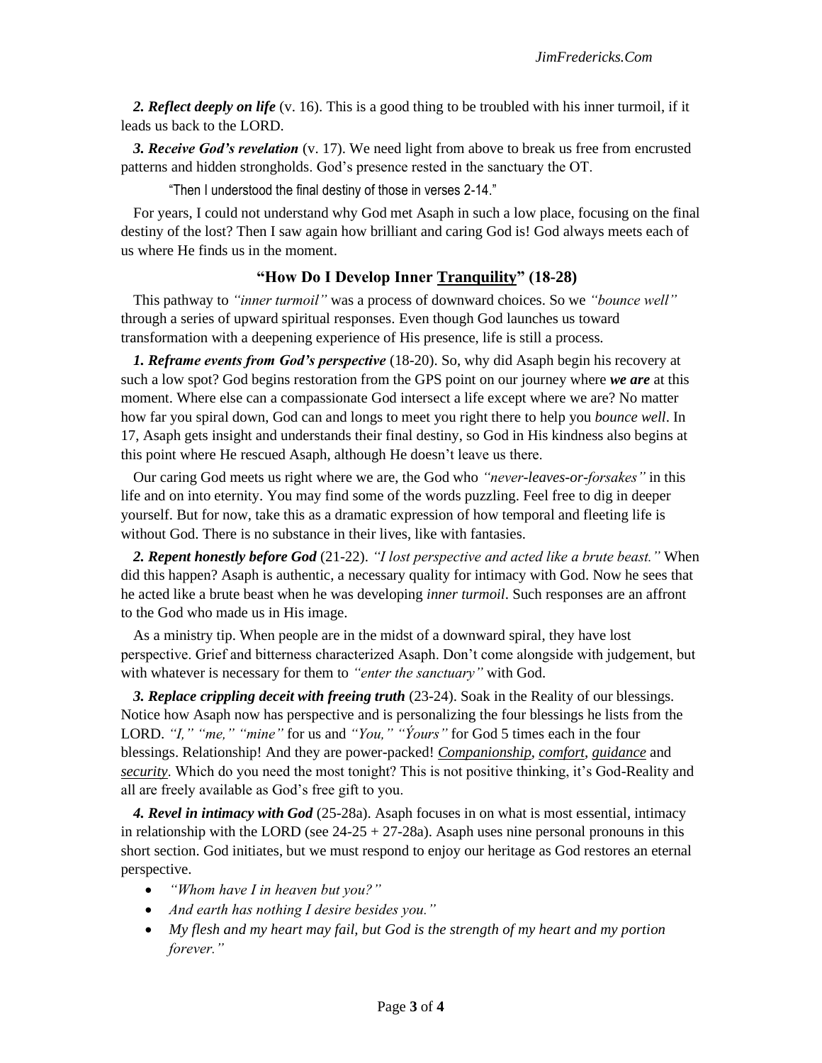***2. Reflect deeply on life*** (v. 16). This is a good thing to be troubled with his inner turmoil, if it leads us back to the LORD.

***3. Receive God's revelation*** (v. 17). We need light from above to break us free from encrusted patterns and hidden strongholds. God's presence rested in the sanctuary the OT.

> "Then I understood the final destiny of those in verses 2-14."

For years, I could not understand why God met Asaph in such a low place, focusing on the final destiny of the lost? Then I saw again how brilliant and caring God is! God always meets each of us where He finds us in the moment.

### "How Do I Develop Inner <u>Tranquility</u>" (18-28)

This pathway to *"inner turmoil"* was a process of downward choices. So we *"bounce well"* through a series of upward spiritual responses. Even though God launches us toward transformation with a deepening experience of His presence, life is still a process.

***1. Reframe events from God's perspective*** (18-20). So, why did Asaph begin his recovery at such a low spot? God begins restoration from the GPS point on our journey where ***we are*** at this moment. Where else can a compassionate God intersect a life except where we are? No matter how far you spiral down, God can and longs to meet you right there to help you *bounce well*. In 17, Asaph gets insight and understands their final destiny, so God in His kindness also begins at this point where He rescued Asaph, although He doesn't leave us there.

Our caring God meets us right where we are, the God who *"never-leaves-or-forsakes"* in this life and on into eternity. You may find some of the words puzzling. Feel free to dig in deeper yourself. But for now, take this as a dramatic expression of how temporal and fleeting life is without God. There is no substance in their lives, like with fantasies.

***2. Repent honestly before God*** (21-22). *"I lost perspective and acted like a brute beast."* When did this happen? Asaph is authentic, a necessary quality for intimacy with God. Now he sees that he acted like a brute beast when he was developing *inner turmoil*. Such responses are an affront to the God who made us in His image.

As a ministry tip. When people are in the midst of a downward spiral, they have lost perspective. Grief and bitterness characterized Asaph. Don't come alongside with judgement, but with whatever is necessary for them to *"enter the sanctuary"* with God.

***3. Replace crippling deceit with freeing truth*** (23-24). Soak in the Reality of our blessings. Notice how Asaph now has perspective and is personalizing the four blessings he lists from the LORD. *"I," "me," "mine"* for us and *"You," "Ýours"* for God 5 times each in the four blessings. Relationship! And they are power-packed! ***<u>Companionship</u>***, *<u>comfort</u>*, *<u>guidance</u>* and *<u>security</u>*. Which do you need the most tonight? This is not positive thinking, it's God-Reality and all are freely available as God's free gift to you.

***4. Revel in intimacy with God*** (25-28a). Asaph focuses in on what is most essential, intimacy in relationship with the LORD (see 24-25 + 27-28a). Asaph uses nine personal pronouns in this short section. God initiates, but we must respond to enjoy our heritage as God restores an eternal perspective.

- *"Whom have I in heaven but you?"*
- *And earth has nothing I desire besides you."*
- *My flesh and my heart may fail, but God is the strength of my heart and my portion forever."*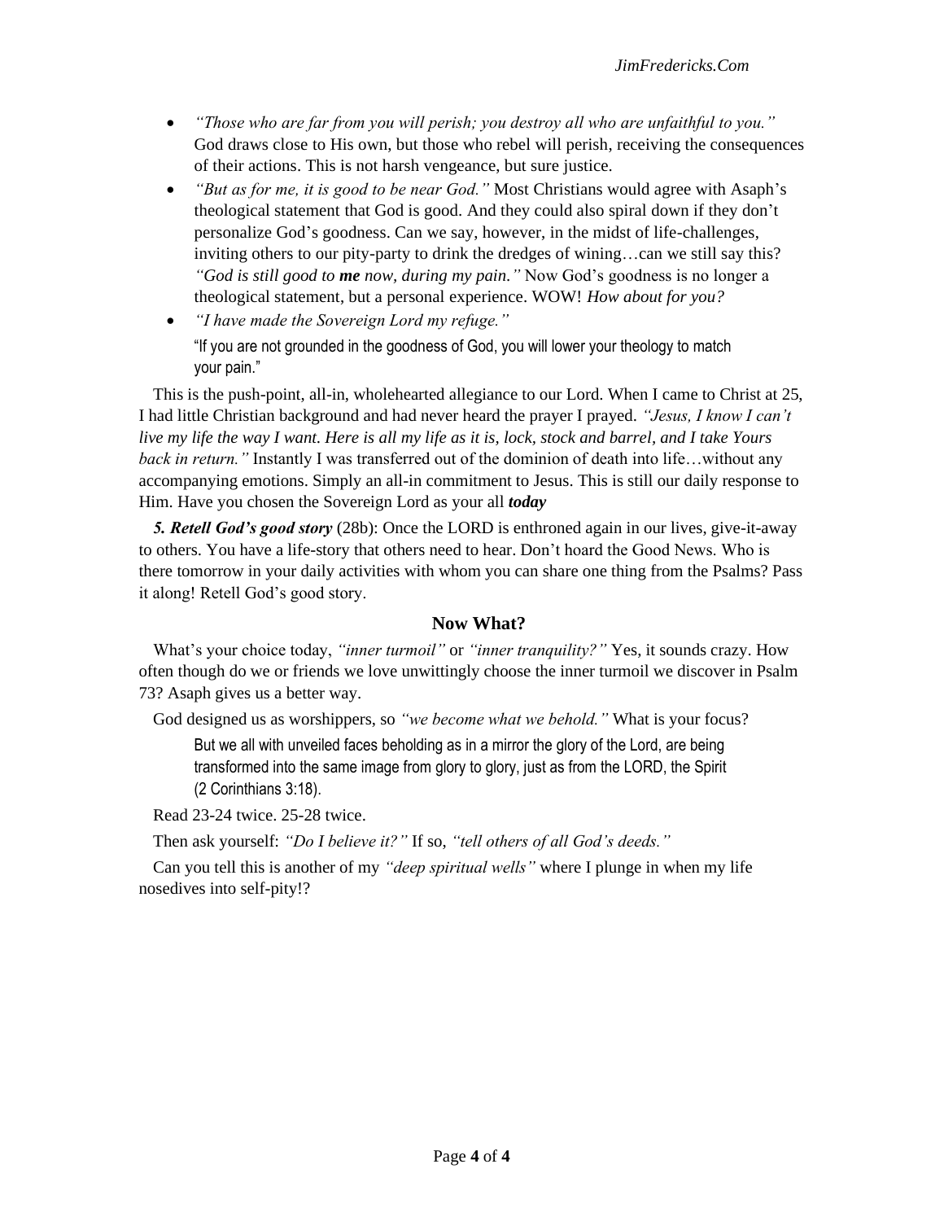- *"Those who are far from you will perish; you destroy all who are unfaithful to you."* God draws close to His own, but those who rebel will perish, receiving the consequences of their actions. This is not harsh vengeance, but sure justice.
- *"But as for me, it is good to be near God."* Most Christians would agree with Asaph's theological statement that God is good. And they could also spiral down if they don't personalize God's goodness. Can we say, however, in the midst of life-challenges, inviting others to our pity-party to drink the dredges of wining…can we still say this? *"God is still good to **me** now, during my pain."* Now God's goodness is no longer a theological statement, but a personal experience. WOW! *How about for you?*
- *"I have made the Sovereign Lord my refuge."*

  "If you are not grounded in the goodness of God, you will lower your theology to match your pain."

This is the push-point, all-in, wholehearted allegiance to our Lord. When I came to Christ at 25, I had little Christian background and had never heard the prayer I prayed. *"Jesus, I know I can't live my life the way I want. Here is all my life as it is, lock, stock and barrel, and I take Yours back in return."* Instantly I was transferred out of the dominion of death into life…without any accompanying emotions. Simply an all-in commitment to Jesus. This is still our daily response to Him. Have you chosen the Sovereign Lord as your all ***today***

***5. Retell God's good story*** (28b): Once the LORD is enthroned again in our lives, give-it-away to others. You have a life-story that others need to hear. Don't hoard the Good News. Who is there tomorrow in your daily activities with whom you can share one thing from the Psalms? Pass it along! Retell God's good story.

## Now What?

What's your choice today, *"inner turmoil"* or *"inner tranquility?"* Yes, it sounds crazy. How often though do we or friends we love unwittingly choose the inner turmoil we discover in Psalm 73? Asaph gives us a better way.

God designed us as worshippers, so *"we become what we behold."* What is your focus?

> But we all with unveiled faces beholding as in a mirror the glory of the Lord, are being transformed into the same image from glory to glory, just as from the LORD, the Spirit (2 Corinthians 3:18).

Read 23-24 twice. 25-28 twice.

Then ask yourself: *"Do I believe it?"* If so, *"tell others of all God's deeds."*

Can you tell this is another of my *"deep spiritual wells"* where I plunge in when my life nosedives into self-pity!?